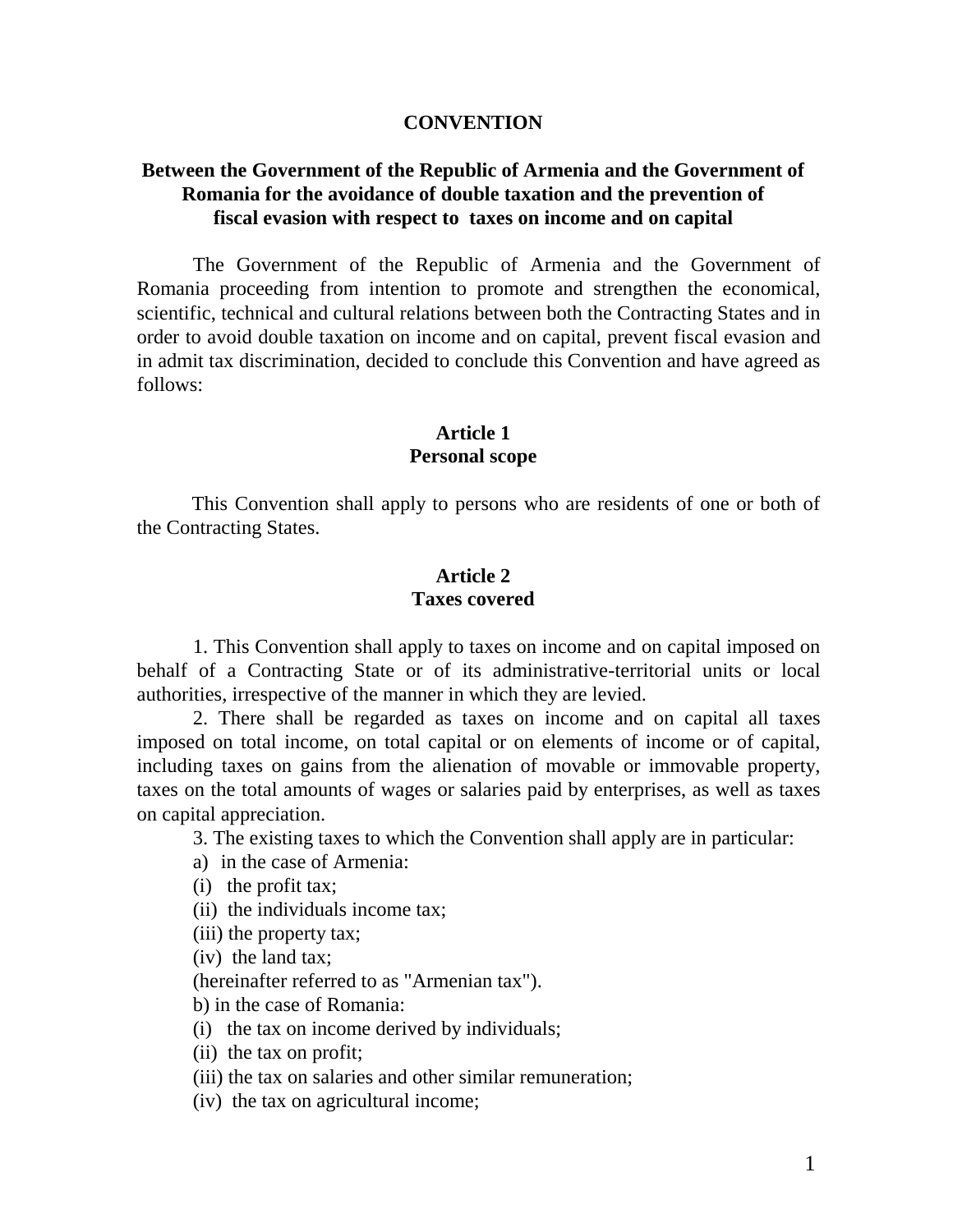# CONVENTION

## Between the Government of the Republic of Armenia and the Government of Romania for the avoidance of double taxation and the prevention of fiscal evasion with respect to taxes on income and on capital

The Government of the Republic of Armenia and the Government of Romania proceeding from intention to promote and strengthen the economical, scientific, technical and cultural relations between both the Contracting States and in order to avoid double taxation on income and on capital, prevent fiscal evasion and in admit tax discrimination, decided to conclude this Convention and have agreed as follows:

### Article 1
### Personal scope

This Convention shall apply to persons who are residents of one or both of the Contracting States.

### Article 2
### Taxes covered

1. This Convention shall apply to taxes on income and on capital imposed on behalf of a Contracting State or of its administrative-territorial units or local authorities, irrespective of the manner in which they are levied.

2. There shall be regarded as taxes on income and on capital all taxes imposed on total income, on total capital or on elements of income or of capital, including taxes on gains from the alienation of movable or immovable property, taxes on the total amounts of wages or salaries paid by enterprises, as well as taxes on capital appreciation.

3. The existing taxes to which the Convention shall apply are in particular:

a) in the case of Armenia:

(i) the profit tax;

(ii) the individuals income tax;

(iii) the property tax;

(iv) the land tax;

(hereinafter referred to as "Armenian tax").

b) in the case of Romania:

(i) the tax on income derived by individuals;

(ii) the tax on profit;

(iii) the tax on salaries and other similar remuneration;

(iv) the tax on agricultural income;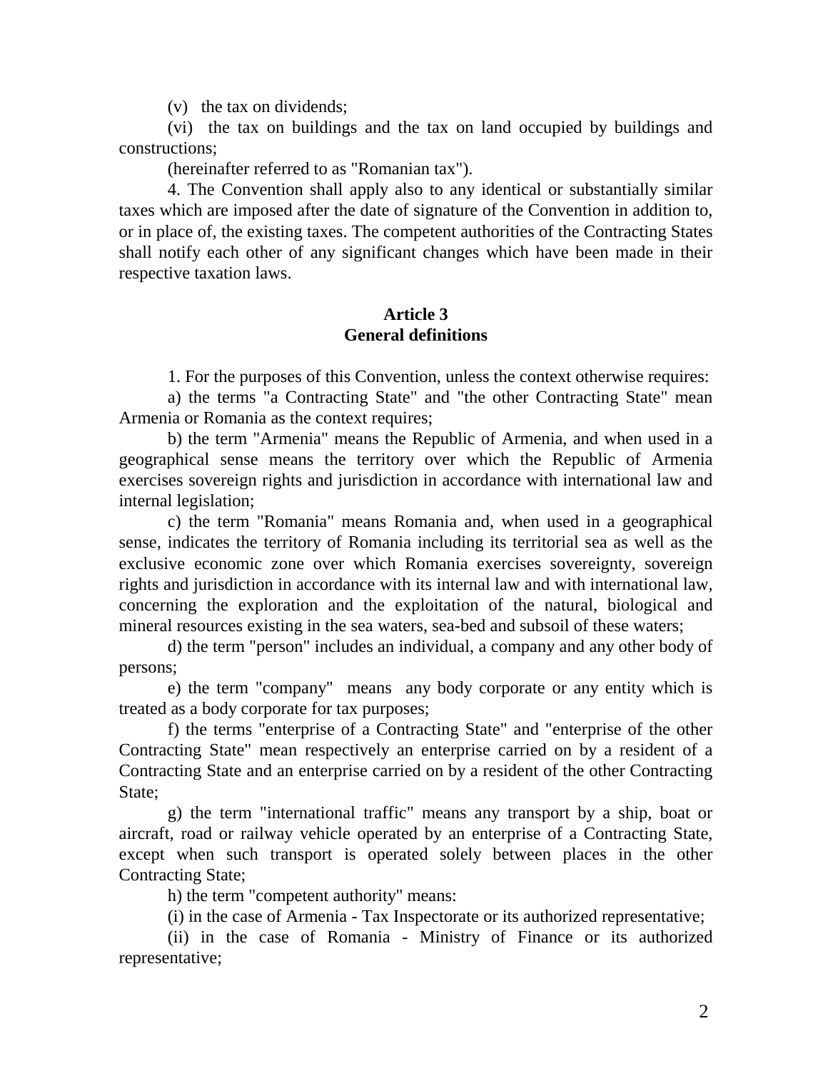(v) the tax on dividends;

(vi) the tax on buildings and the tax on land occupied by buildings and constructions;

(hereinafter referred to as "Romanian tax").

4. The Convention shall apply also to any identical or substantially similar taxes which are imposed after the date of signature of the Convention in addition to, or in place of, the existing taxes. The competent authorities of the Contracting States shall notify each other of any significant changes which have been made in their respective taxation laws.

## Article 3
## General definitions

1. For the purposes of this Convention, unless the context otherwise requires:

a) the terms "a Contracting State" and "the other Contracting State" mean Armenia or Romania as the context requires;

b) the term "Armenia" means the Republic of Armenia, and when used in a geographical sense means the territory over which the Republic of Armenia exercises sovereign rights and jurisdiction in accordance with international law and internal legislation;

c) the term "Romania" means Romania and, when used in a geographical sense, indicates the territory of Romania including its territorial sea as well as the exclusive economic zone over which Romania exercises sovereignty, sovereign rights and jurisdiction in accordance with its internal law and with international law, concerning the exploration and the exploitation of the natural, biological and mineral resources existing in the sea waters, sea-bed and subsoil of these waters;

d) the term "person" includes an individual, a company and any other body of persons;

e) the term "company" means any body corporate or any entity which is treated as a body corporate for tax purposes;

f) the terms "enterprise of a Contracting State" and "enterprise of the other Contracting State" mean respectively an enterprise carried on by a resident of a Contracting State and an enterprise carried on by a resident of the other Contracting State;

g) the term "international traffic" means any transport by a ship, boat or aircraft, road or railway vehicle operated by an enterprise of a Contracting State, except when such transport is operated solely between places in the other Contracting State;

h) the term "competent authority" means:

(i) in the case of Armenia - Tax Inspectorate or its authorized representative;

(ii) in the case of Romania - Ministry of Finance or its authorized representative;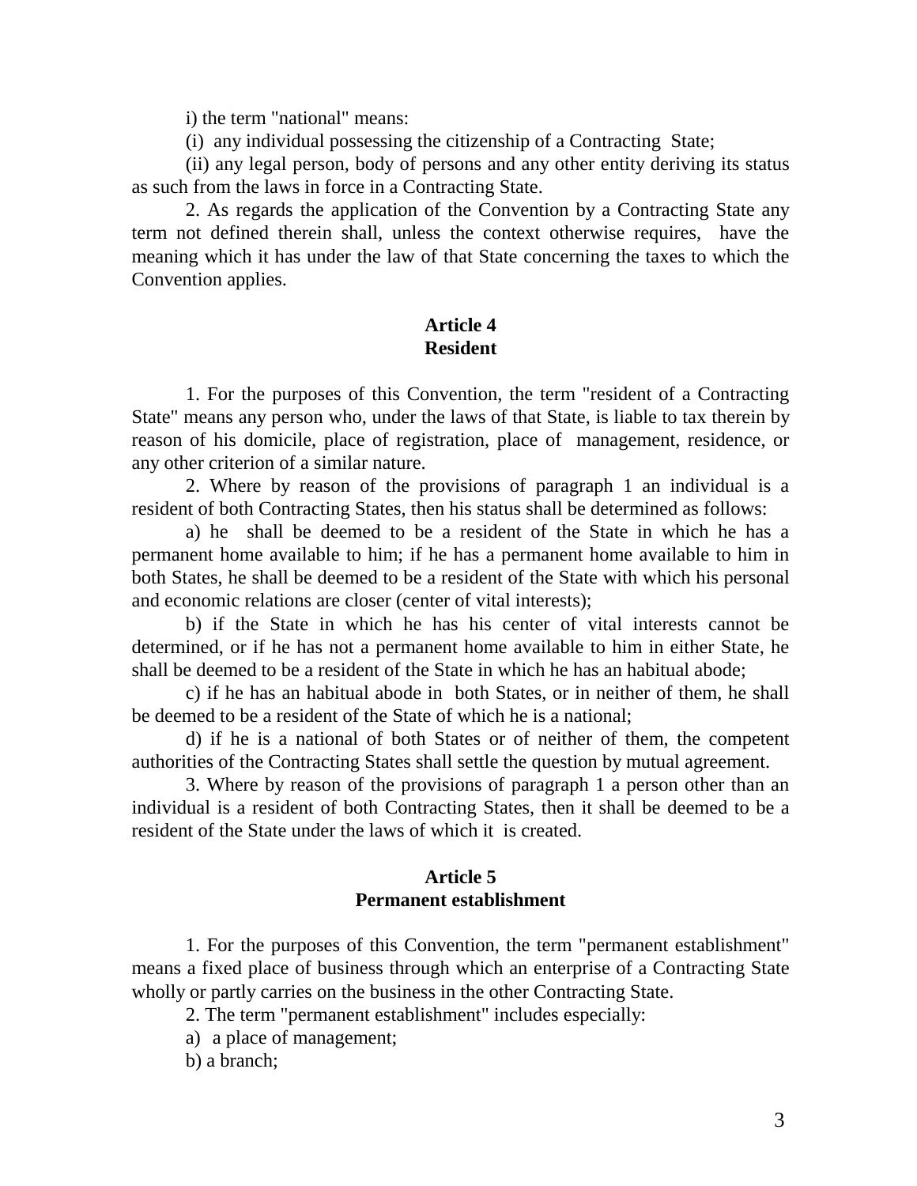i) the term "national" means:

(i) any individual possessing the citizenship of a Contracting State;

(ii) any legal person, body of persons and any other entity deriving its status as such from the laws in force in a Contracting State.

2. As regards the application of the Convention by a Contracting State any term not defined therein shall, unless the context otherwise requires, have the meaning which it has under the law of that State concerning the taxes to which the Convention applies.

## Article 4
## Resident

1. For the purposes of this Convention, the term "resident of a Contracting State" means any person who, under the laws of that State, is liable to tax therein by reason of his domicile, place of registration, place of management, residence, or any other criterion of a similar nature.

2. Where by reason of the provisions of paragraph 1 an individual is a resident of both Contracting States, then his status shall be determined as follows:

a) he shall be deemed to be a resident of the State in which he has a permanent home available to him; if he has a permanent home available to him in both States, he shall be deemed to be a resident of the State with which his personal and economic relations are closer (center of vital interests);

b) if the State in which he has his center of vital interests cannot be determined, or if he has not a permanent home available to him in either State, he shall be deemed to be a resident of the State in which he has an habitual abode;

c) if he has an habitual abode in both States, or in neither of them, he shall be deemed to be a resident of the State of which he is a national;

d) if he is a national of both States or of neither of them, the competent authorities of the Contracting States shall settle the question by mutual agreement.

3. Where by reason of the provisions of paragraph 1 a person other than an individual is a resident of both Contracting States, then it shall be deemed to be a resident of the State under the laws of which it is created.

## Article 5
## Permanent establishment

1. For the purposes of this Convention, the term "permanent establishment" means a fixed place of business through which an enterprise of a Contracting State wholly or partly carries on the business in the other Contracting State.

2. The term "permanent establishment" includes especially:

a) a place of management;

b) a branch;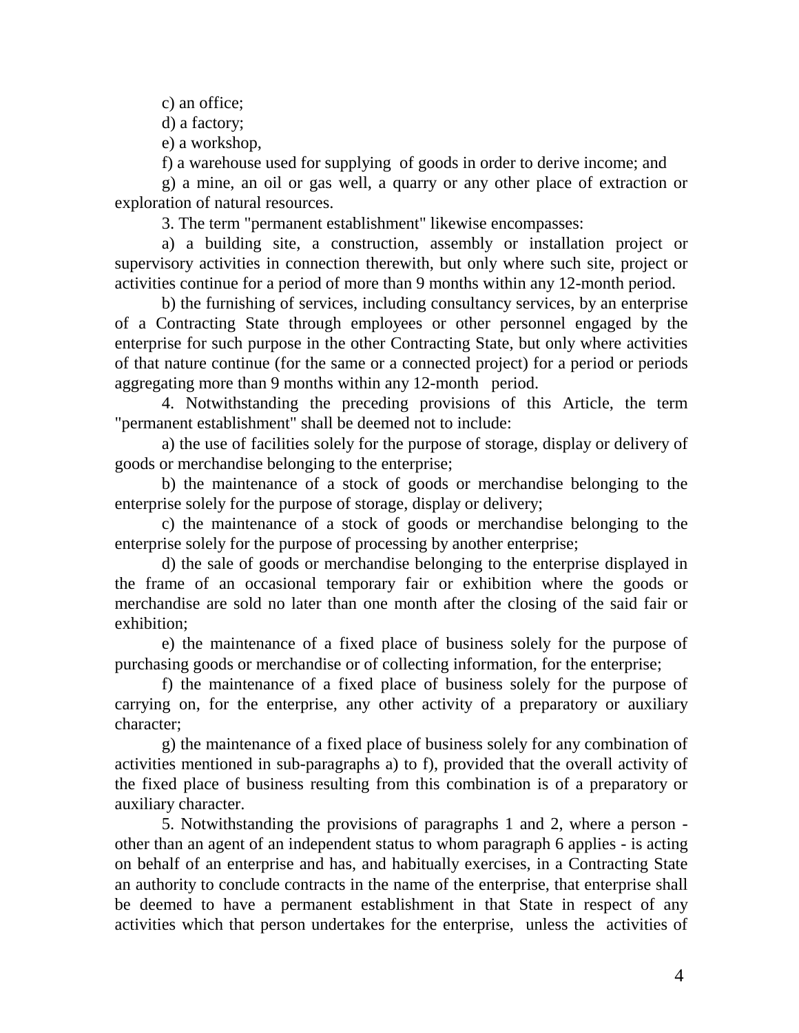c) an office;

d) a factory;

e) a workshop,

f) a warehouse used for supplying  of goods in order to derive income; and

g) a mine, an oil or gas well, a quarry or any other place of extraction or exploration of natural resources.

3. The term "permanent establishment" likewise encompasses:

a) a building site, a construction, assembly or installation project or supervisory activities in connection therewith, but only where such site, project or activities continue for a period of more than 9 months within any 12-month period.

b) the furnishing of services, including consultancy services, by an enterprise of a Contracting State through employees or other personnel engaged by the enterprise for such purpose in the other Contracting State, but only where activities of that nature continue (for the same or a connected project) for a period or periods aggregating more than 9 months within any 12-month period.

4. Notwithstanding the preceding provisions of this Article, the term "permanent establishment" shall be deemed not to include:

a) the use of facilities solely for the purpose of storage, display or delivery of goods or merchandise belonging to the enterprise;

b) the maintenance of a stock of goods or merchandise belonging to the enterprise solely for the purpose of storage, display or delivery;

c) the maintenance of a stock of goods or merchandise belonging to the enterprise solely for the purpose of processing by another enterprise;

d) the sale of goods or merchandise belonging to the enterprise displayed in the frame of an occasional temporary fair or exhibition where the goods or merchandise are sold no later than one month after the closing of the said fair or exhibition;

e) the maintenance of a fixed place of business solely for the purpose of purchasing goods or merchandise or of collecting information, for the enterprise;

f) the maintenance of a fixed place of business solely for the purpose of carrying on, for the enterprise, any other activity of a preparatory or auxiliary character;

g) the maintenance of a fixed place of business solely for any combination of activities mentioned in sub-paragraphs a) to f), provided that the overall activity of the fixed place of business resulting from this combination is of a preparatory or auxiliary character.

5. Notwithstanding the provisions of paragraphs 1 and 2, where a person - other than an agent of an independent status to whom paragraph 6 applies - is acting on behalf of an enterprise and has, and habitually exercises, in a Contracting State an authority to conclude contracts in the name of the enterprise, that enterprise shall be deemed to have a permanent establishment in that State in respect of any activities which that person undertakes for the enterprise,  unless the  activities of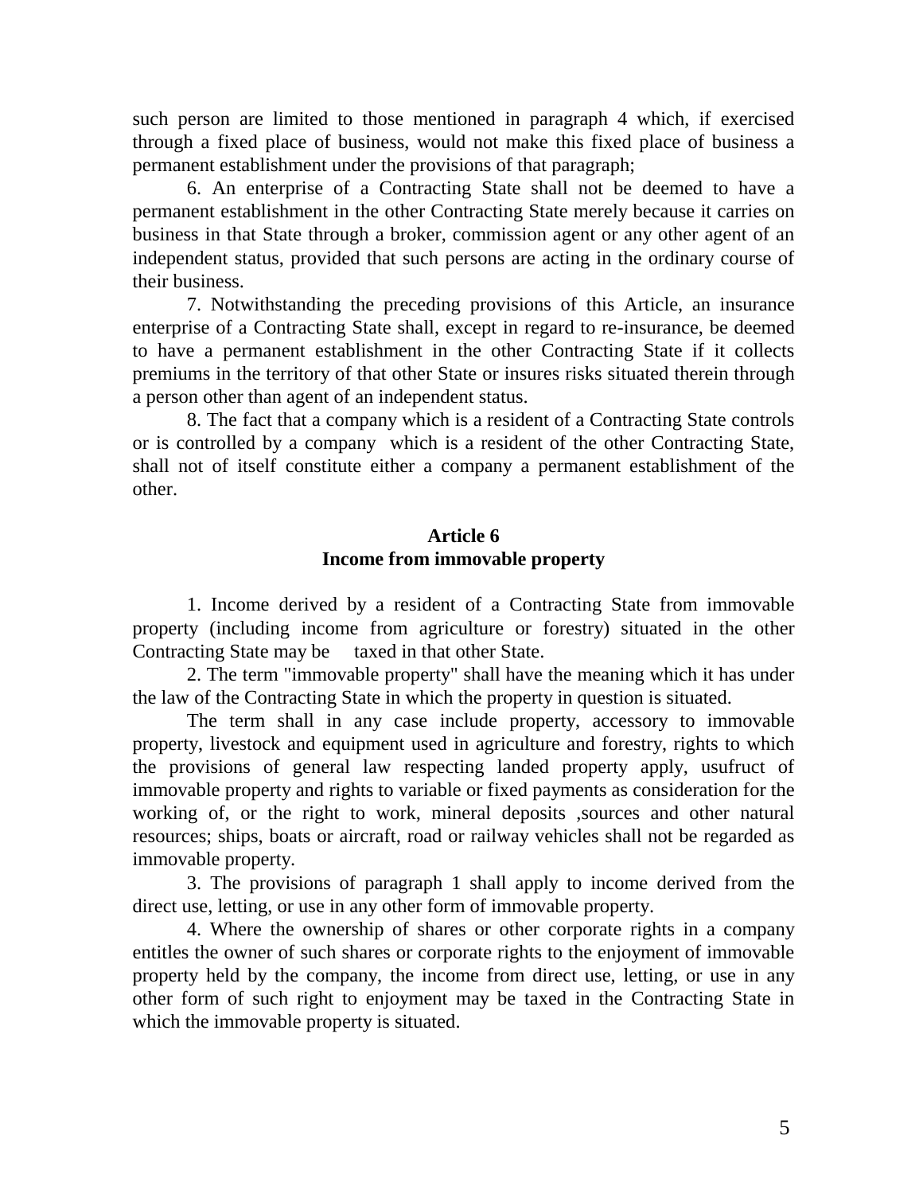such person are limited to those mentioned in paragraph 4 which, if exercised through a fixed place of business, would not make this fixed place of business a permanent establishment under the provisions of that paragraph;

6. An enterprise of a Contracting State shall not be deemed to have a permanent establishment in the other Contracting State merely because it carries on business in that State through a broker, commission agent or any other agent of an independent status, provided that such persons are acting in the ordinary course of their business.

7. Notwithstanding the preceding provisions of this Article, an insurance enterprise of a Contracting State shall, except in regard to re-insurance, be deemed to have a permanent establishment in the other Contracting State if it collects premiums in the territory of that other State or insures risks situated therein through a person other than agent of an independent status.

8. The fact that a company which is a resident of a Contracting State controls or is controlled by a company which is a resident of the other Contracting State, shall not of itself constitute either a company a permanent establishment of the other.

## Article 6
## Income from immovable property

1. Income derived by a resident of a Contracting State from immovable property (including income from agriculture or forestry) situated in the other Contracting State may be taxed in that other State.

2. The term "immovable property" shall have the meaning which it has under the law of the Contracting State in which the property in question is situated.

The term shall in any case include property, accessory to immovable property, livestock and equipment used in agriculture and forestry, rights to which the provisions of general law respecting landed property apply, usufruct of immovable property and rights to variable or fixed payments as consideration for the working of, or the right to work, mineral deposits ,sources and other natural resources; ships, boats or aircraft, road or railway vehicles shall not be regarded as immovable property.

3. The provisions of paragraph 1 shall apply to income derived from the direct use, letting, or use in any other form of immovable property.

4. Where the ownership of shares or other corporate rights in a company entitles the owner of such shares or corporate rights to the enjoyment of immovable property held by the company, the income from direct use, letting, or use in any other form of such right to enjoyment may be taxed in the Contracting State in which the immovable property is situated.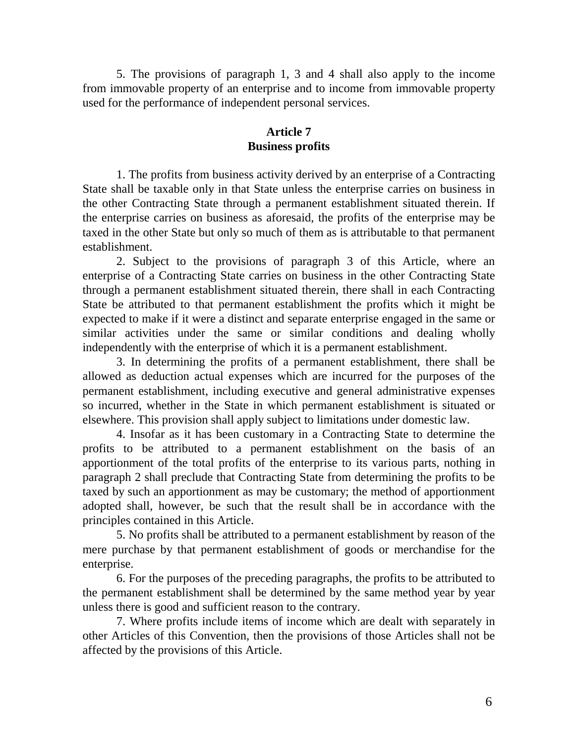5. The provisions of paragraph 1, 3 and 4 shall also apply to the income from immovable property of an enterprise and to income from immovable property used for the performance of independent personal services.

## Article 7
## Business profits

1. The profits from business activity derived by an enterprise of a Contracting State shall be taxable only in that State unless the enterprise carries on business in the other Contracting State through a permanent establishment situated therein. If the enterprise carries on business as aforesaid, the profits of the enterprise may be taxed in the other State but only so much of them as is attributable to that permanent establishment.

2. Subject to the provisions of paragraph 3 of this Article, where an enterprise of a Contracting State carries on business in the other Contracting State through a permanent establishment situated therein, there shall in each Contracting State be attributed to that permanent establishment the profits which it might be expected to make if it were a distinct and separate enterprise engaged in the same or similar activities under the same or similar conditions and dealing wholly independently with the enterprise of which it is a permanent establishment.

3. In determining the profits of a permanent establishment, there shall be allowed as deduction actual expenses which are incurred for the purposes of the permanent establishment, including executive and general administrative expenses so incurred, whether in the State in which permanent establishment is situated or elsewhere. This provision shall apply subject to limitations under domestic law.

4. Insofar as it has been customary in a Contracting State to determine the profits to be attributed to a permanent establishment on the basis of an apportionment of the total profits of the enterprise to its various parts, nothing in paragraph 2 shall preclude that Contracting State from determining the profits to be taxed by such an apportionment as may be customary; the method of apportionment adopted shall, however, be such that the result shall be in accordance with the principles contained in this Article.

5. No profits shall be attributed to a permanent establishment by reason of the mere purchase by that permanent establishment of goods or merchandise for the enterprise.

6. For the purposes of the preceding paragraphs, the profits to be attributed to the permanent establishment shall be determined by the same method year by year unless there is good and sufficient reason to the contrary.

7. Where profits include items of income which are dealt with separately in other Articles of this Convention, then the provisions of those Articles shall not be affected by the provisions of this Article.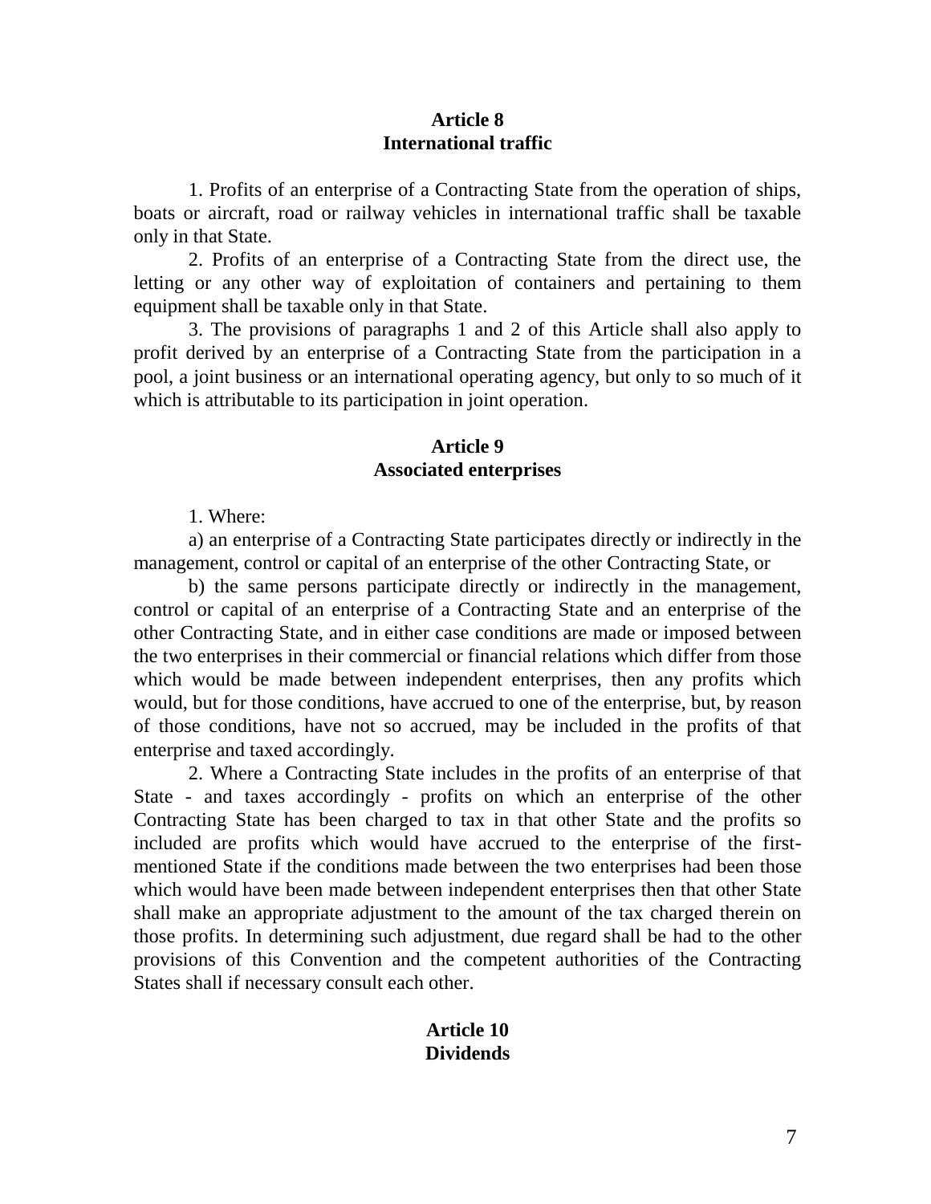## Article 8
## International traffic

1. Profits of an enterprise of a Contracting State from the operation of ships, boats or aircraft, road or railway vehicles in international traffic shall be taxable only in that State.

2. Profits of an enterprise of a Contracting State from the direct use, the letting or any other way of exploitation of containers and pertaining to them equipment shall be taxable only in that State.

3. The provisions of paragraphs 1 and 2 of this Article shall also apply to profit derived by an enterprise of a Contracting State from the participation in a pool, a joint business or an international operating agency, but only to so much of it which is attributable to its participation in joint operation.

## Article 9
## Associated enterprises

1. Where:

a) an enterprise of a Contracting State participates directly or indirectly in the management, control or capital of an enterprise of the other Contracting State, or

b) the same persons participate directly or indirectly in the management, control or capital of an enterprise of a Contracting State and an enterprise of the other Contracting State, and in either case conditions are made or imposed between the two enterprises in their commercial or financial relations which differ from those which would be made between independent enterprises, then any profits which would, but for those conditions, have accrued to one of the enterprise, but, by reason of those conditions, have not so accrued, may be included in the profits of that enterprise and taxed accordingly.

2. Where a Contracting State includes in the profits of an enterprise of that State - and taxes accordingly - profits on which an enterprise of the other Contracting State has been charged to tax in that other State and the profits so included are profits which would have accrued to the enterprise of the first-mentioned State if the conditions made between the two enterprises had been those which would have been made between independent enterprises then that other State shall make an appropriate adjustment to the amount of the tax charged therein on those profits. In determining such adjustment, due regard shall be had to the other provisions of this Convention and the competent authorities of the Contracting States shall if necessary consult each other.

## Article 10
## Dividends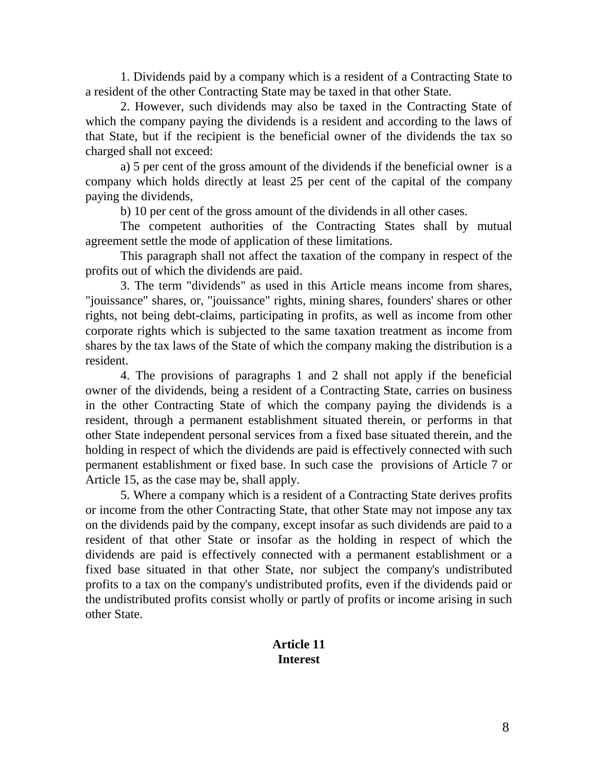1. Dividends paid by a company which is a resident of a Contracting State to a resident of the other Contracting State may be taxed in that other State.

2. However, such dividends may also be taxed in the Contracting State of which the company paying the dividends is a resident and according to the laws of that State, but if the recipient is the beneficial owner of the dividends the tax so charged shall not exceed:

a) 5 per cent of the gross amount of the dividends if the beneficial owner is a company which holds directly at least 25 per cent of the capital of the company paying the dividends,

b) 10 per cent of the gross amount of the dividends in all other cases.

The competent authorities of the Contracting States shall by mutual agreement settle the mode of application of these limitations.

This paragraph shall not affect the taxation of the company in respect of the profits out of which the dividends are paid.

3. The term "dividends" as used in this Article means income from shares, "jouissance" shares, or, "jouissance" rights, mining shares, founders' shares or other rights, not being debt-claims, participating in profits, as well as income from other corporate rights which is subjected to the same taxation treatment as income from shares by the tax laws of the State of which the company making the distribution is a resident.

4. The provisions of paragraphs 1 and 2 shall not apply if the beneficial owner of the dividends, being a resident of a Contracting State, carries on business in the other Contracting State of which the company paying the dividends is a resident, through a permanent establishment situated therein, or performs in that other State independent personal services from a fixed base situated therein, and the holding in respect of which the dividends are paid is effectively connected with such permanent establishment or fixed base. In such case the provisions of Article 7 or Article 15, as the case may be, shall apply.

5. Where a company which is a resident of a Contracting State derives profits or income from the other Contracting State, that other State may not impose any tax on the dividends paid by the company, except insofar as such dividends are paid to a resident of that other State or insofar as the holding in respect of which the dividends are paid is effectively connected with a permanent establishment or a fixed base situated in that other State, nor subject the company's undistributed profits to a tax on the company's undistributed profits, even if the dividends paid or the undistributed profits consist wholly or partly of profits or income arising in such other State.

## Article 11
## Interest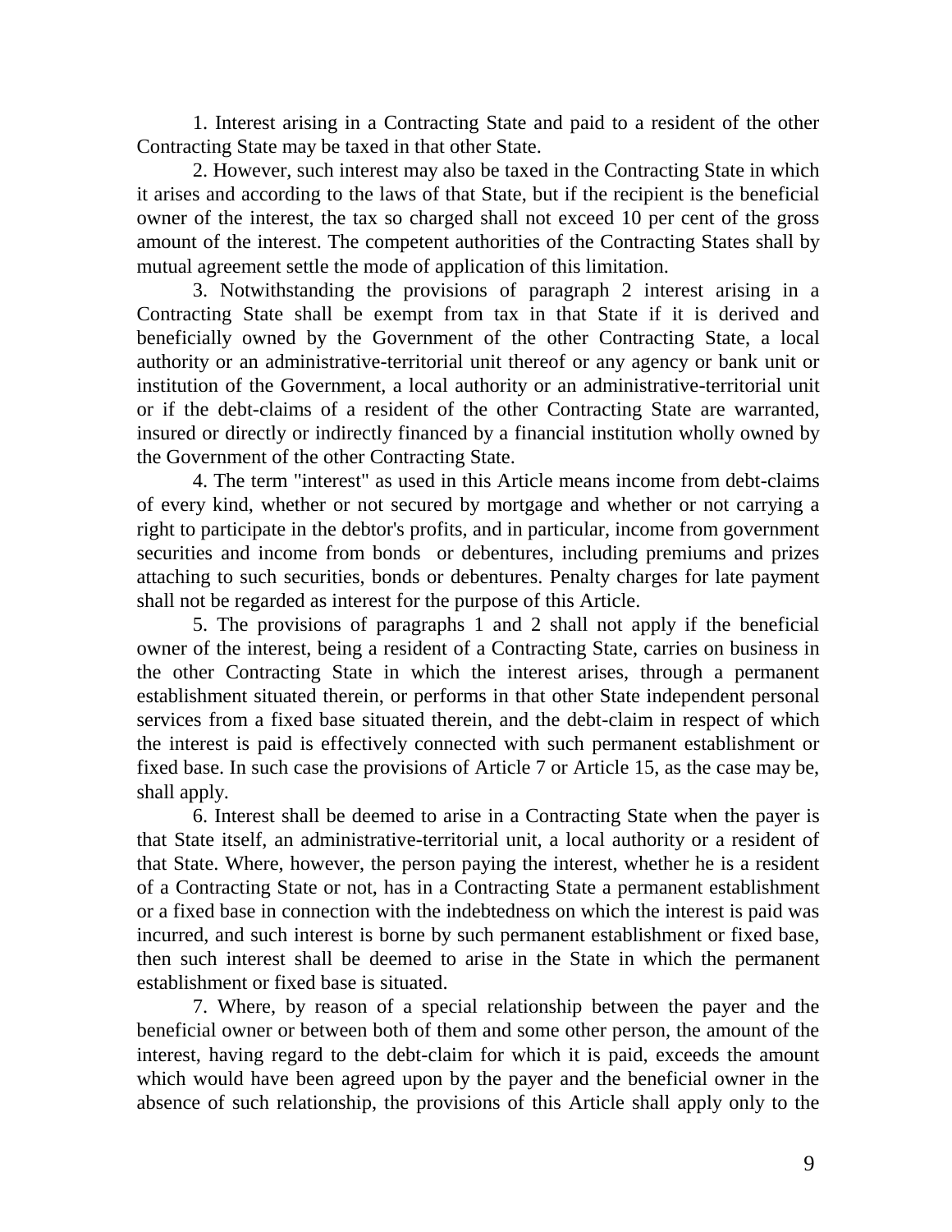1. Interest arising in a Contracting State and paid to a resident of the other Contracting State may be taxed in that other State.

2. However, such interest may also be taxed in the Contracting State in which it arises and according to the laws of that State, but if the recipient is the beneficial owner of the interest, the tax so charged shall not exceed 10 per cent of the gross amount of the interest. The competent authorities of the Contracting States shall by mutual agreement settle the mode of application of this limitation.

3. Notwithstanding the provisions of paragraph 2 interest arising in a Contracting State shall be exempt from tax in that State if it is derived and beneficially owned by the Government of the other Contracting State, a local authority or an administrative-territorial unit thereof or any agency or bank unit or institution of the Government, a local authority or an administrative-territorial unit or if the debt-claims of a resident of the other Contracting State are warranted, insured or directly or indirectly financed by a financial institution wholly owned by the Government of the other Contracting State.

4. The term "interest" as used in this Article means income from debt-claims of every kind, whether or not secured by mortgage and whether or not carrying a right to participate in the debtor's profits, and in particular, income from government securities and income from bonds or debentures, including premiums and prizes attaching to such securities, bonds or debentures. Penalty charges for late payment shall not be regarded as interest for the purpose of this Article.

5. The provisions of paragraphs 1 and 2 shall not apply if the beneficial owner of the interest, being a resident of a Contracting State, carries on business in the other Contracting State in which the interest arises, through a permanent establishment situated therein, or performs in that other State independent personal services from a fixed base situated therein, and the debt-claim in respect of which the interest is paid is effectively connected with such permanent establishment or fixed base. In such case the provisions of Article 7 or Article 15, as the case may be, shall apply.

6. Interest shall be deemed to arise in a Contracting State when the payer is that State itself, an administrative-territorial unit, a local authority or a resident of that State. Where, however, the person paying the interest, whether he is a resident of a Contracting State or not, has in a Contracting State a permanent establishment or a fixed base in connection with the indebtedness on which the interest is paid was incurred, and such interest is borne by such permanent establishment or fixed base, then such interest shall be deemed to arise in the State in which the permanent establishment or fixed base is situated.

7. Where, by reason of a special relationship between the payer and the beneficial owner or between both of them and some other person, the amount of the interest, having regard to the debt-claim for which it is paid, exceeds the amount which would have been agreed upon by the payer and the beneficial owner in the absence of such relationship, the provisions of this Article shall apply only to the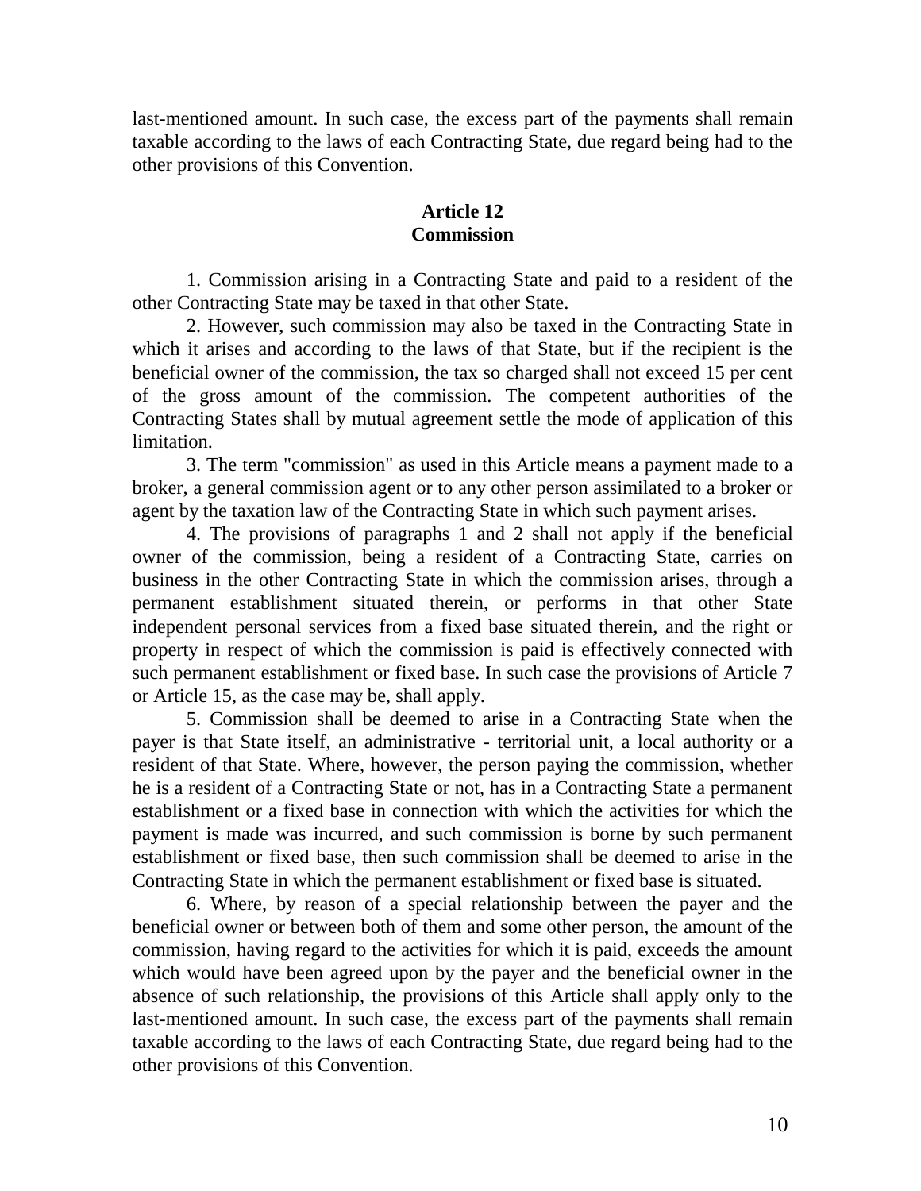last-mentioned amount. In such case, the excess part of the payments shall remain taxable according to the laws of each Contracting State, due regard being had to the other provisions of this Convention.

**Article 12**
**Commission**

1. Commission arising in a Contracting State and paid to a resident of the other Contracting State may be taxed in that other State.

2. However, such commission may also be taxed in the Contracting State in which it arises and according to the laws of that State, but if the recipient is the beneficial owner of the commission, the tax so charged shall not exceed 15 per cent of the gross amount of the commission. The competent authorities of the Contracting States shall by mutual agreement settle the mode of application of this limitation.

3. The term "commission" as used in this Article means a payment made to a broker, a general commission agent or to any other person assimilated to a broker or agent by the taxation law of the Contracting State in which such payment arises.

4. The provisions of paragraphs 1 and 2 shall not apply if the beneficial owner of the commission, being a resident of a Contracting State, carries on business in the other Contracting State in which the commission arises, through a permanent establishment situated therein, or performs in that other State independent personal services from a fixed base situated therein, and the right or property in respect of which the commission is paid is effectively connected with such permanent establishment or fixed base. In such case the provisions of Article 7 or Article 15, as the case may be, shall apply.

5. Commission shall be deemed to arise in a Contracting State when the payer is that State itself, an administrative - territorial unit, a local authority or a resident of that State. Where, however, the person paying the commission, whether he is a resident of a Contracting State or not, has in a Contracting State a permanent establishment or a fixed base in connection with which the activities for which the payment is made was incurred, and such commission is borne by such permanent establishment or fixed base, then such commission shall be deemed to arise in the Contracting State in which the permanent establishment or fixed base is situated.

6. Where, by reason of a special relationship between the payer and the beneficial owner or between both of them and some other person, the amount of the commission, having regard to the activities for which it is paid, exceeds the amount which would have been agreed upon by the payer and the beneficial owner in the absence of such relationship, the provisions of this Article shall apply only to the last-mentioned amount. In such case, the excess part of the payments shall remain taxable according to the laws of each Contracting State, due regard being had to the other provisions of this Convention.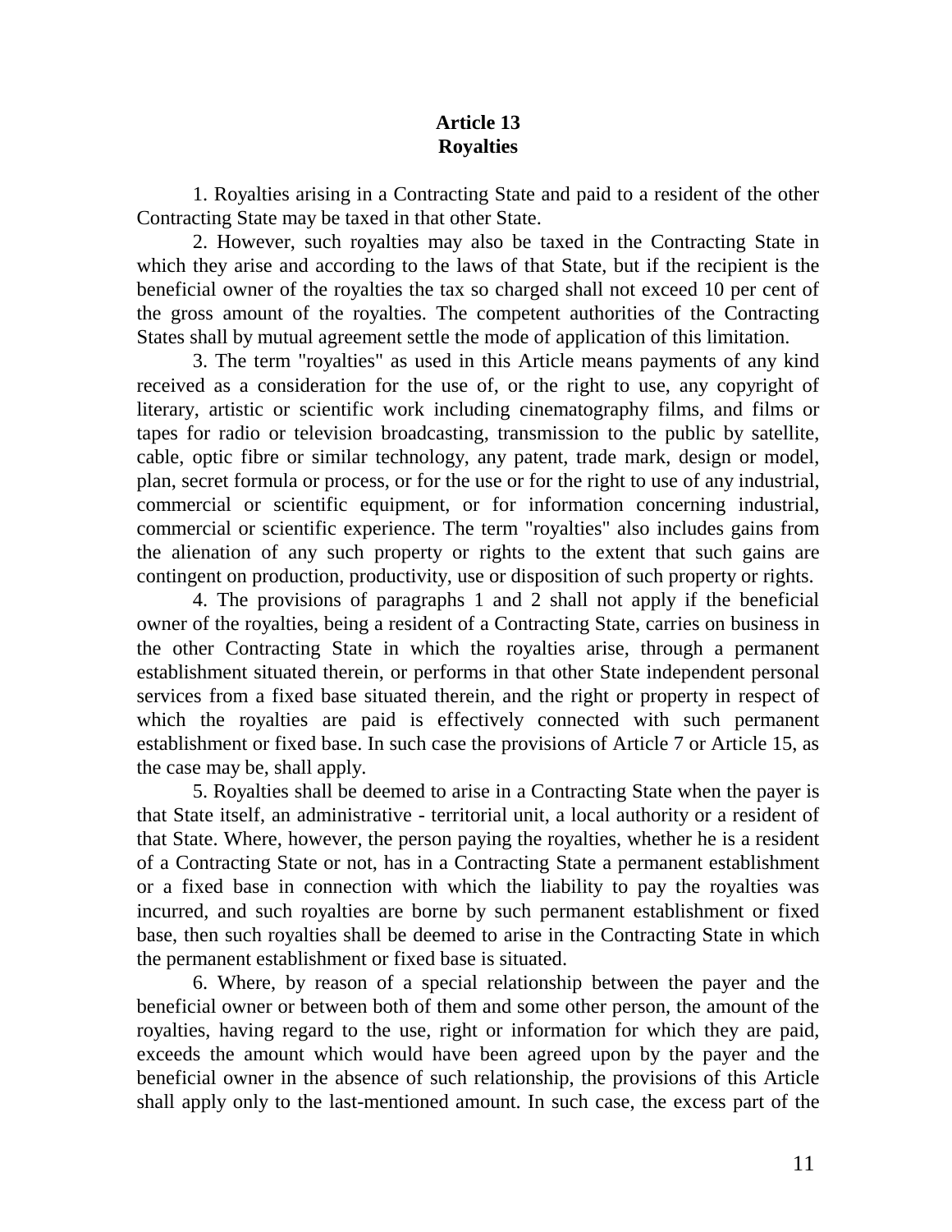## Article 13
## Royalties

1. Royalties arising in a Contracting State and paid to a resident of the other Contracting State may be taxed in that other State.

2. However, such royalties may also be taxed in the Contracting State in which they arise and according to the laws of that State, but if the recipient is the beneficial owner of the royalties the tax so charged shall not exceed 10 per cent of the gross amount of the royalties. The competent authorities of the Contracting States shall by mutual agreement settle the mode of application of this limitation.

3. The term "royalties" as used in this Article means payments of any kind received as a consideration for the use of, or the right to use, any copyright of literary, artistic or scientific work including cinematography films, and films or tapes for radio or television broadcasting, transmission to the public by satellite, cable, optic fibre or similar technology, any patent, trade mark, design or model, plan, secret formula or process, or for the use or for the right to use of any industrial, commercial or scientific equipment, or for information concerning industrial, commercial or scientific experience. The term "royalties" also includes gains from the alienation of any such property or rights to the extent that such gains are contingent on production, productivity, use or disposition of such property or rights.

4. The provisions of paragraphs 1 and 2 shall not apply if the beneficial owner of the royalties, being a resident of a Contracting State, carries on business in the other Contracting State in which the royalties arise, through a permanent establishment situated therein, or performs in that other State independent personal services from a fixed base situated therein, and the right or property in respect of which the royalties are paid is effectively connected with such permanent establishment or fixed base. In such case the provisions of Article 7 or Article 15, as the case may be, shall apply.

5. Royalties shall be deemed to arise in a Contracting State when the payer is that State itself, an administrative - territorial unit, a local authority or a resident of that State. Where, however, the person paying the royalties, whether he is a resident of a Contracting State or not, has in a Contracting State a permanent establishment or a fixed base in connection with which the liability to pay the royalties was incurred, and such royalties are borne by such permanent establishment or fixed base, then such royalties shall be deemed to arise in the Contracting State in which the permanent establishment or fixed base is situated.

6. Where, by reason of a special relationship between the payer and the beneficial owner or between both of them and some other person, the amount of the royalties, having regard to the use, right or information for which they are paid, exceeds the amount which would have been agreed upon by the payer and the beneficial owner in the absence of such relationship, the provisions of this Article shall apply only to the last-mentioned amount. In such case, the excess part of the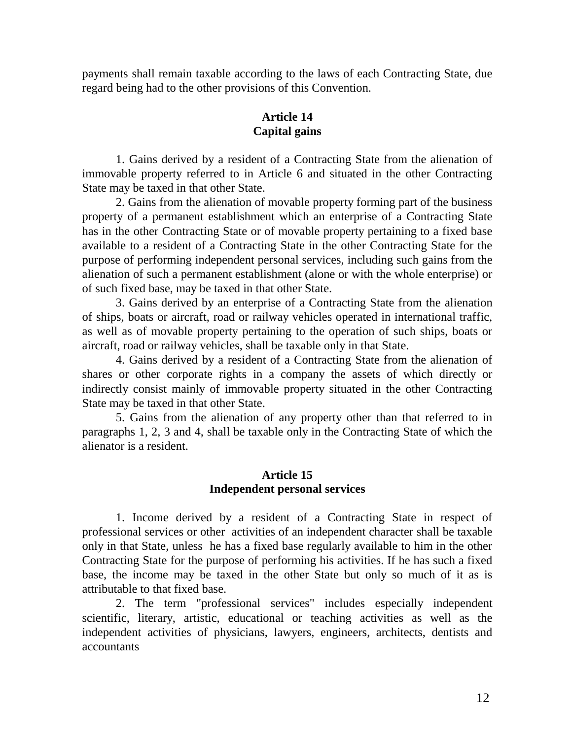payments shall remain taxable according to the laws of each Contracting State, due regard being had to the other provisions of this Convention.

## Article 14
## Capital gains

1. Gains derived by a resident of a Contracting State from the alienation of immovable property referred to in Article 6 and situated in the other Contracting State may be taxed in that other State.

2. Gains from the alienation of movable property forming part of the business property of a permanent establishment which an enterprise of a Contracting State has in the other Contracting State or of movable property pertaining to a fixed base available to a resident of a Contracting State in the other Contracting State for the purpose of performing independent personal services, including such gains from the alienation of such a permanent establishment (alone or with the whole enterprise) or of such fixed base, may be taxed in that other State.

3. Gains derived by an enterprise of a Contracting State from the alienation of ships, boats or aircraft, road or railway vehicles operated in international traffic, as well as of movable property pertaining to the operation of such ships, boats or aircraft, road or railway vehicles, shall be taxable only in that State.

4. Gains derived by a resident of a Contracting State from the alienation of shares or other corporate rights in a company the assets of which directly or indirectly consist mainly of immovable property situated in the other Contracting State may be taxed in that other State.

5. Gains from the alienation of any property other than that referred to in paragraphs 1, 2, 3 and 4, shall be taxable only in the Contracting State of which the alienator is a resident.

## Article 15
## Independent personal services

1. Income derived by a resident of a Contracting State in respect of professional services or other activities of an independent character shall be taxable only in that State, unless he has a fixed base regularly available to him in the other Contracting State for the purpose of performing his activities. If he has such a fixed base, the income may be taxed in the other State but only so much of it as is attributable to that fixed base.

2. The term "professional services" includes especially independent scientific, literary, artistic, educational or teaching activities as well as the independent activities of physicians, lawyers, engineers, architects, dentists and accountants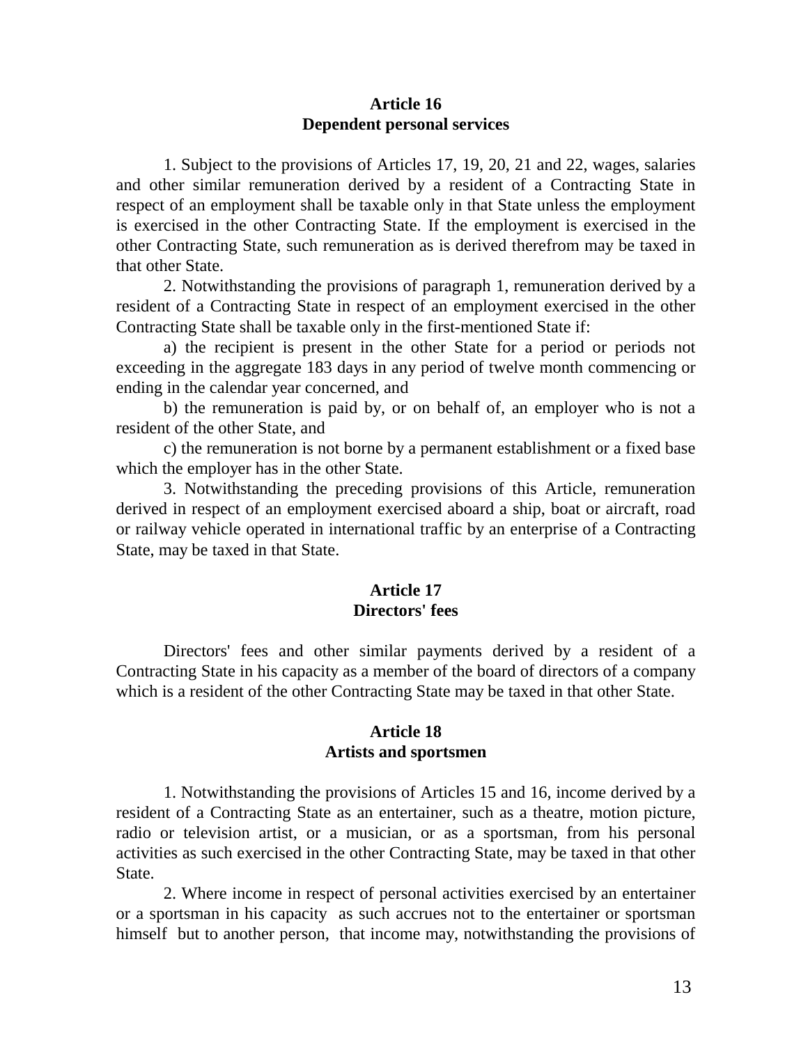## Article 16
## Dependent personal services

1. Subject to the provisions of Articles 17, 19, 20, 21 and 22, wages, salaries and other similar remuneration derived by a resident of a Contracting State in respect of an employment shall be taxable only in that State unless the employment is exercised in the other Contracting State. If the employment is exercised in the other Contracting State, such remuneration as is derived therefrom may be taxed in that other State.

2. Notwithstanding the provisions of paragraph 1, remuneration derived by a resident of a Contracting State in respect of an employment exercised in the other Contracting State shall be taxable only in the first-mentioned State if:

a) the recipient is present in the other State for a period or periods not exceeding in the aggregate 183 days in any period of twelve month commencing or ending in the calendar year concerned, and

b) the remuneration is paid by, or on behalf of, an employer who is not a resident of the other State, and

c) the remuneration is not borne by a permanent establishment or a fixed base which the employer has in the other State.

3. Notwithstanding the preceding provisions of this Article, remuneration derived in respect of an employment exercised aboard a ship, boat or aircraft, road or railway vehicle operated in international traffic by an enterprise of a Contracting State, may be taxed in that State.

## Article 17
## Directors' fees

Directors' fees and other similar payments derived by a resident of a Contracting State in his capacity as a member of the board of directors of a company which is a resident of the other Contracting State may be taxed in that other State.

## Article 18
## Artists and sportsmen

1. Notwithstanding the provisions of Articles 15 and 16, income derived by a resident of a Contracting State as an entertainer, such as a theatre, motion picture, radio or television artist, or a musician, or as a sportsman, from his personal activities as such exercised in the other Contracting State, may be taxed in that other State.

2. Where income in respect of personal activities exercised by an entertainer or a sportsman in his capacity as such accrues not to the entertainer or sportsman himself but to another person, that income may, notwithstanding the provisions of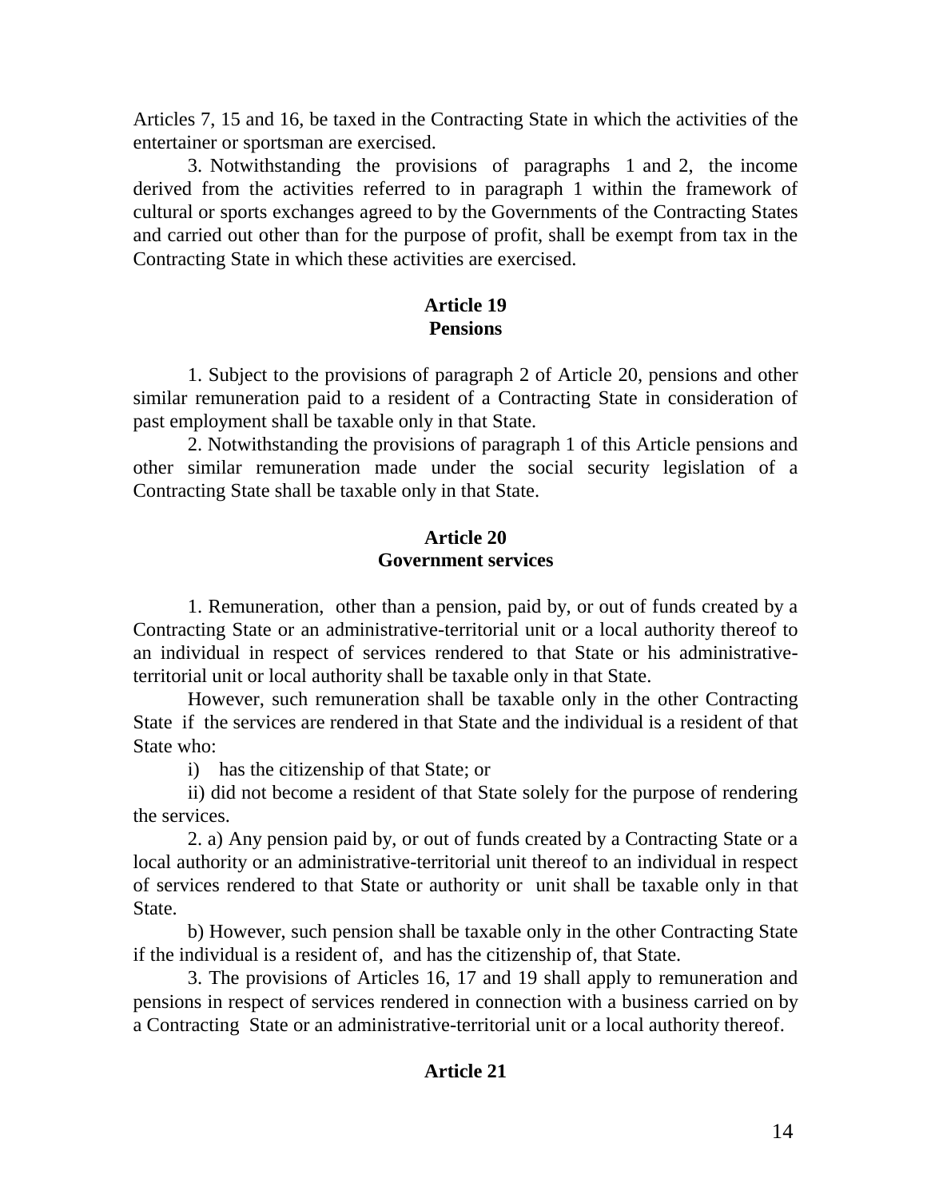Articles 7, 15 and 16, be taxed in the Contracting State in which the activities of the entertainer or sportsman are exercised.

3. Notwithstanding the provisions of paragraphs 1 and 2, the income derived from the activities referred to in paragraph 1 within the framework of cultural or sports exchanges agreed to by the Governments of the Contracting States and carried out other than for the purpose of profit, shall be exempt from tax in the Contracting State in which these activities are exercised.

**Article 19**
**Pensions**

1. Subject to the provisions of paragraph 2 of Article 20, pensions and other similar remuneration paid to a resident of a Contracting State in consideration of past employment shall be taxable only in that State.

2. Notwithstanding the provisions of paragraph 1 of this Article pensions and other similar remuneration made under the social security legislation of a Contracting State shall be taxable only in that State.

**Article 20**
**Government services**

1. Remuneration, other than a pension, paid by, or out of funds created by a Contracting State or an administrative-territorial unit or a local authority thereof to an individual in respect of services rendered to that State or his administrative-territorial unit or local authority shall be taxable only in that State.

However, such remuneration shall be taxable only in the other Contracting State if the services are rendered in that State and the individual is a resident of that State who:

i) has the citizenship of that State; or

ii) did not become a resident of that State solely for the purpose of rendering the services.

2. a) Any pension paid by, or out of funds created by a Contracting State or a local authority or an administrative-territorial unit thereof to an individual in respect of services rendered to that State or authority or unit shall be taxable only in that State.

b) However, such pension shall be taxable only in the other Contracting State if the individual is a resident of, and has the citizenship of, that State.

3. The provisions of Articles 16, 17 and 19 shall apply to remuneration and pensions in respect of services rendered in connection with a business carried on by a Contracting State or an administrative-territorial unit or a local authority thereof.

**Article 21**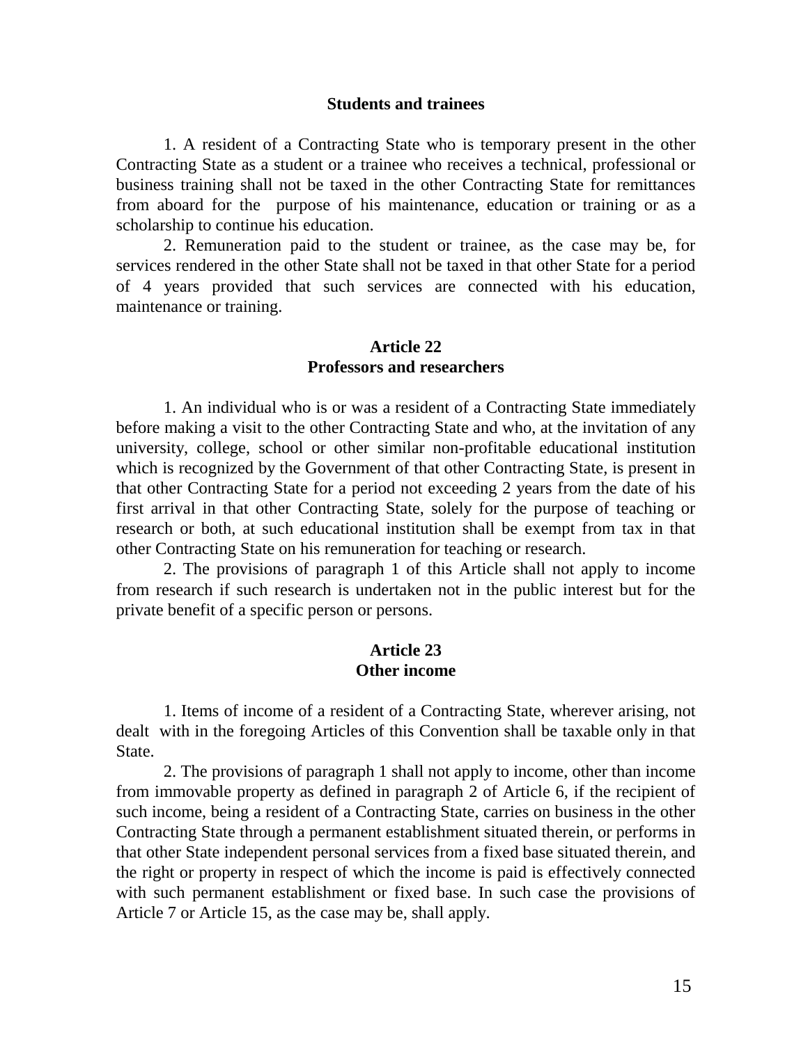**Students and trainees**

1. A resident of a Contracting State who is temporary present in the other Contracting State as a student or a trainee who receives a technical, professional or business training shall not be taxed in the other Contracting State for remittances from aboard for the purpose of his maintenance, education or training or as a scholarship to continue his education.

2. Remuneration paid to the student or trainee, as the case may be, for services rendered in the other State shall not be taxed in that other State for a period of 4 years provided that such services are connected with his education, maintenance or training.

## Article 22
## Professors and researchers

1. An individual who is or was a resident of a Contracting State immediately before making a visit to the other Contracting State and who, at the invitation of any university, college, school or other similar non-profitable educational institution which is recognized by the Government of that other Contracting State, is present in that other Contracting State for a period not exceeding 2 years from the date of his first arrival in that other Contracting State, solely for the purpose of teaching or research or both, at such educational institution shall be exempt from tax in that other Contracting State on his remuneration for teaching or research.

2. The provisions of paragraph 1 of this Article shall not apply to income from research if such research is undertaken not in the public interest but for the private benefit of a specific person or persons.

## Article 23
## Other income

1. Items of income of a resident of a Contracting State, wherever arising, not dealt with in the foregoing Articles of this Convention shall be taxable only in that State.

2. The provisions of paragraph 1 shall not apply to income, other than income from immovable property as defined in paragraph 2 of Article 6, if the recipient of such income, being a resident of a Contracting State, carries on business in the other Contracting State through a permanent establishment situated therein, or performs in that other State independent personal services from a fixed base situated therein, and the right or property in respect of which the income is paid is effectively connected with such permanent establishment or fixed base. In such case the provisions of Article 7 or Article 15, as the case may be, shall apply.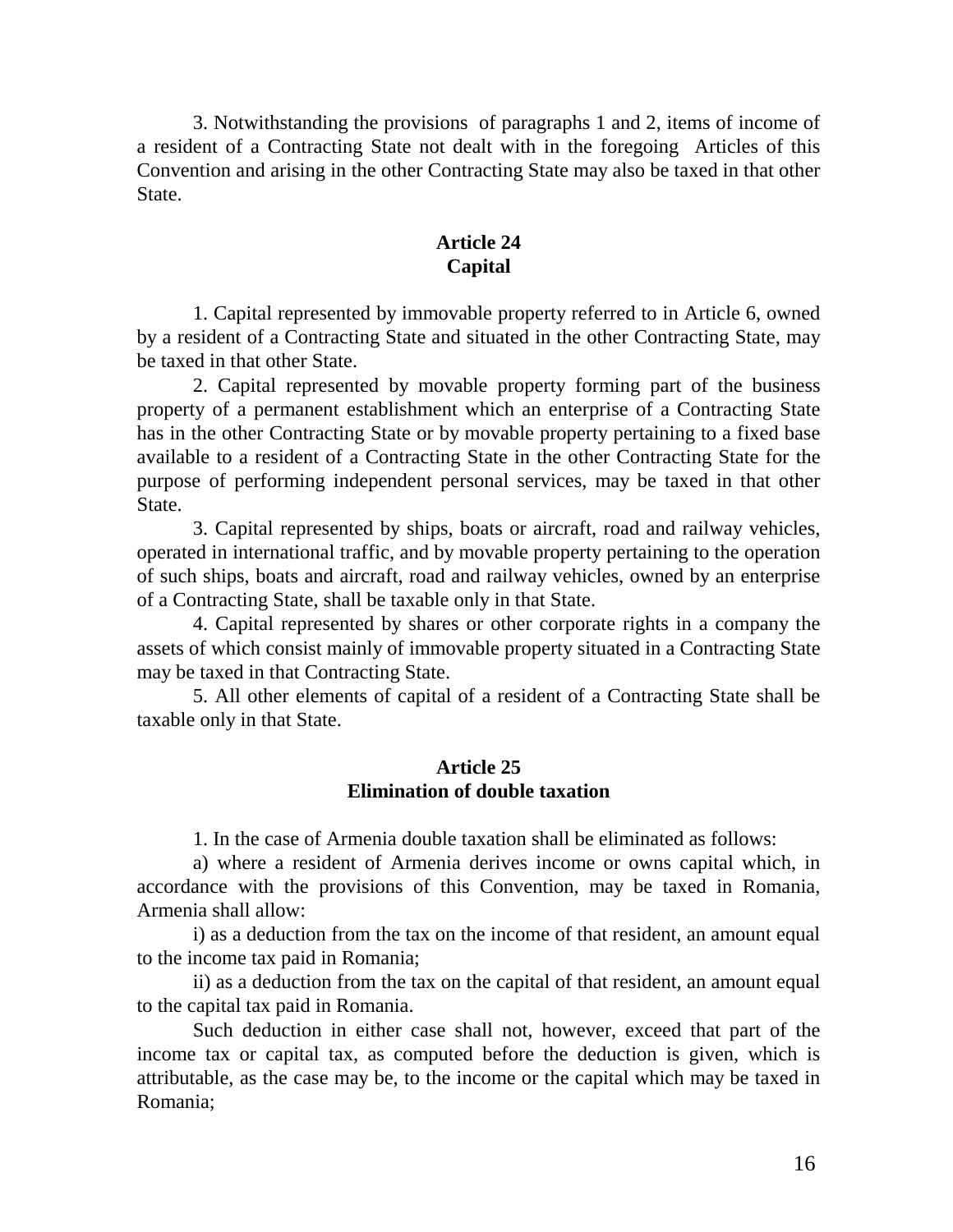3. Notwithstanding the provisions of paragraphs 1 and 2, items of income of a resident of a Contracting State not dealt with in the foregoing Articles of this Convention and arising in the other Contracting State may also be taxed in that other State.

**Article 24**
**Capital**

1. Capital represented by immovable property referred to in Article 6, owned by a resident of a Contracting State and situated in the other Contracting State, may be taxed in that other State.

2. Capital represented by movable property forming part of the business property of a permanent establishment which an enterprise of a Contracting State has in the other Contracting State or by movable property pertaining to a fixed base available to a resident of a Contracting State in the other Contracting State for the purpose of performing independent personal services, may be taxed in that other State.

3. Capital represented by ships, boats or aircraft, road and railway vehicles, operated in international traffic, and by movable property pertaining to the operation of such ships, boats and aircraft, road and railway vehicles, owned by an enterprise of a Contracting State, shall be taxable only in that State.

4. Capital represented by shares or other corporate rights in a company the assets of which consist mainly of immovable property situated in a Contracting State may be taxed in that Contracting State.

5. All other elements of capital of a resident of a Contracting State shall be taxable only in that State.

**Article 25**
**Elimination of double taxation**

1. In the case of Armenia double taxation shall be eliminated as follows:

a) where a resident of Armenia derives income or owns capital which, in accordance with the provisions of this Convention, may be taxed in Romania, Armenia shall allow:

i) as a deduction from the tax on the income of that resident, an amount equal to the income tax paid in Romania;

ii) as a deduction from the tax on the capital of that resident, an amount equal to the capital tax paid in Romania.

Such deduction in either case shall not, however, exceed that part of the income tax or capital tax, as computed before the deduction is given, which is attributable, as the case may be, to the income or the capital which may be taxed in Romania;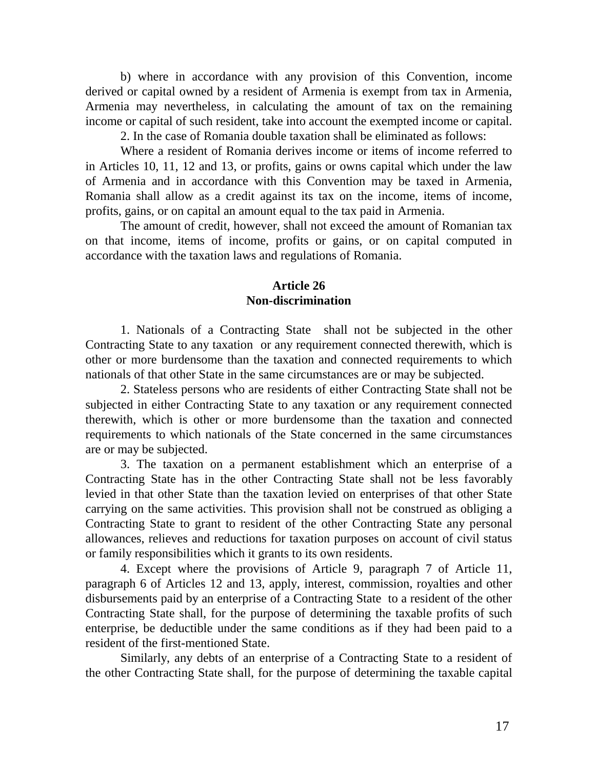b) where in accordance with any provision of this Convention, income derived or capital owned by a resident of Armenia is exempt from tax in Armenia, Armenia may nevertheless, in calculating the amount of tax on the remaining income or capital of such resident, take into account the exempted income or capital.

2. In the case of Romania double taxation shall be eliminated as follows:

Where a resident of Romania derives income or items of income referred to in Articles 10, 11, 12 and 13, or profits, gains or owns capital which under the law of Armenia and in accordance with this Convention may be taxed in Armenia, Romania shall allow as a credit against its tax on the income, items of income, profits, gains, or on capital an amount equal to the tax paid in Armenia.

The amount of credit, however, shall not exceed the amount of Romanian tax on that income, items of income, profits or gains, or on capital computed in accordance with the taxation laws and regulations of Romania.

**Article 26**
**Non-discrimination**

1. Nationals of a Contracting State shall not be subjected in the other Contracting State to any taxation or any requirement connected therewith, which is other or more burdensome than the taxation and connected requirements to which nationals of that other State in the same circumstances are or may be subjected.

2. Stateless persons who are residents of either Contracting State shall not be subjected in either Contracting State to any taxation or any requirement connected therewith, which is other or more burdensome than the taxation and connected requirements to which nationals of the State concerned in the same circumstances are or may be subjected.

3. The taxation on a permanent establishment which an enterprise of a Contracting State has in the other Contracting State shall not be less favorably levied in that other State than the taxation levied on enterprises of that other State carrying on the same activities. This provision shall not be construed as obliging a Contracting State to grant to resident of the other Contracting State any personal allowances, relieves and reductions for taxation purposes on account of civil status or family responsibilities which it grants to its own residents.

4. Except where the provisions of Article 9, paragraph 7 of Article 11, paragraph 6 of Articles 12 and 13, apply, interest, commission, royalties and other disbursements paid by an enterprise of a Contracting State to a resident of the other Contracting State shall, for the purpose of determining the taxable profits of such enterprise, be deductible under the same conditions as if they had been paid to a resident of the first-mentioned State.

Similarly, any debts of an enterprise of a Contracting State to a resident of the other Contracting State shall, for the purpose of determining the taxable capital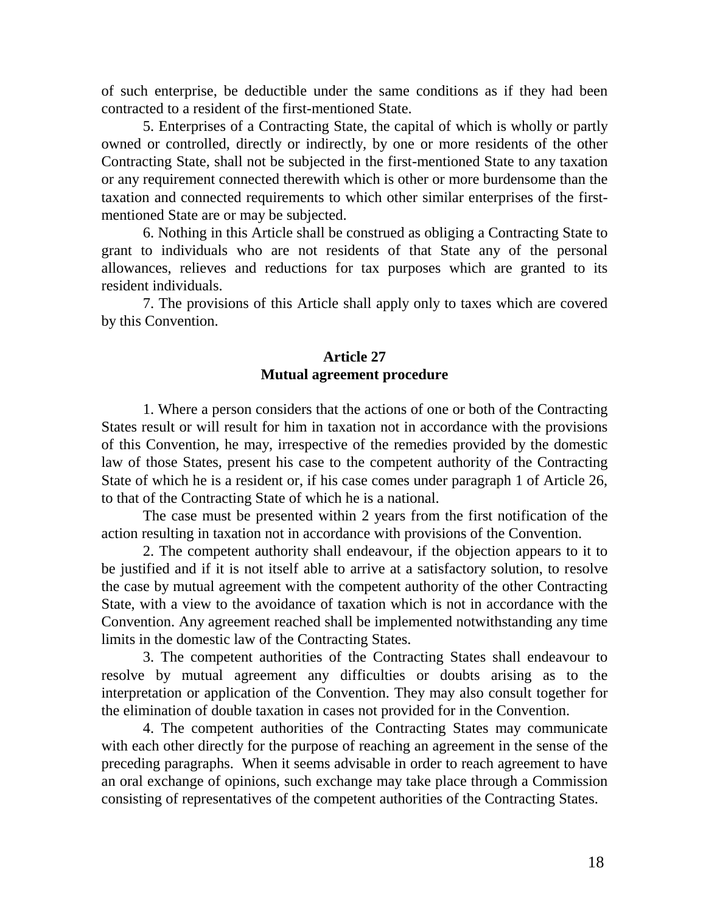of such enterprise, be deductible under the same conditions as if they had been contracted to a resident of the first-mentioned State.

5. Enterprises of a Contracting State, the capital of which is wholly or partly owned or controlled, directly or indirectly, by one or more residents of the other Contracting State, shall not be subjected in the first-mentioned State to any taxation or any requirement connected therewith which is other or more burdensome than the taxation and connected requirements to which other similar enterprises of the first-mentioned State are or may be subjected.

6. Nothing in this Article shall be construed as obliging a Contracting State to grant to individuals who are not residents of that State any of the personal allowances, relieves and reductions for tax purposes which are granted to its resident individuals.

7. The provisions of this Article shall apply only to taxes which are covered by this Convention.

## Article 27
## Mutual agreement procedure

1. Where a person considers that the actions of one or both of the Contracting States result or will result for him in taxation not in accordance with the provisions of this Convention, he may, irrespective of the remedies provided by the domestic law of those States, present his case to the competent authority of the Contracting State of which he is a resident or, if his case comes under paragraph 1 of Article 26, to that of the Contracting State of which he is a national.

The case must be presented within 2 years from the first notification of the action resulting in taxation not in accordance with provisions of the Convention.

2. The competent authority shall endeavour, if the objection appears to it to be justified and if it is not itself able to arrive at a satisfactory solution, to resolve the case by mutual agreement with the competent authority of the other Contracting State, with a view to the avoidance of taxation which is not in accordance with the Convention. Any agreement reached shall be implemented notwithstanding any time limits in the domestic law of the Contracting States.

3. The competent authorities of the Contracting States shall endeavour to resolve by mutual agreement any difficulties or doubts arising as to the interpretation or application of the Convention. They may also consult together for the elimination of double taxation in cases not provided for in the Convention.

4. The competent authorities of the Contracting States may communicate with each other directly for the purpose of reaching an agreement in the sense of the preceding paragraphs. When it seems advisable in order to reach agreement to have an oral exchange of opinions, such exchange may take place through a Commission consisting of representatives of the competent authorities of the Contracting States.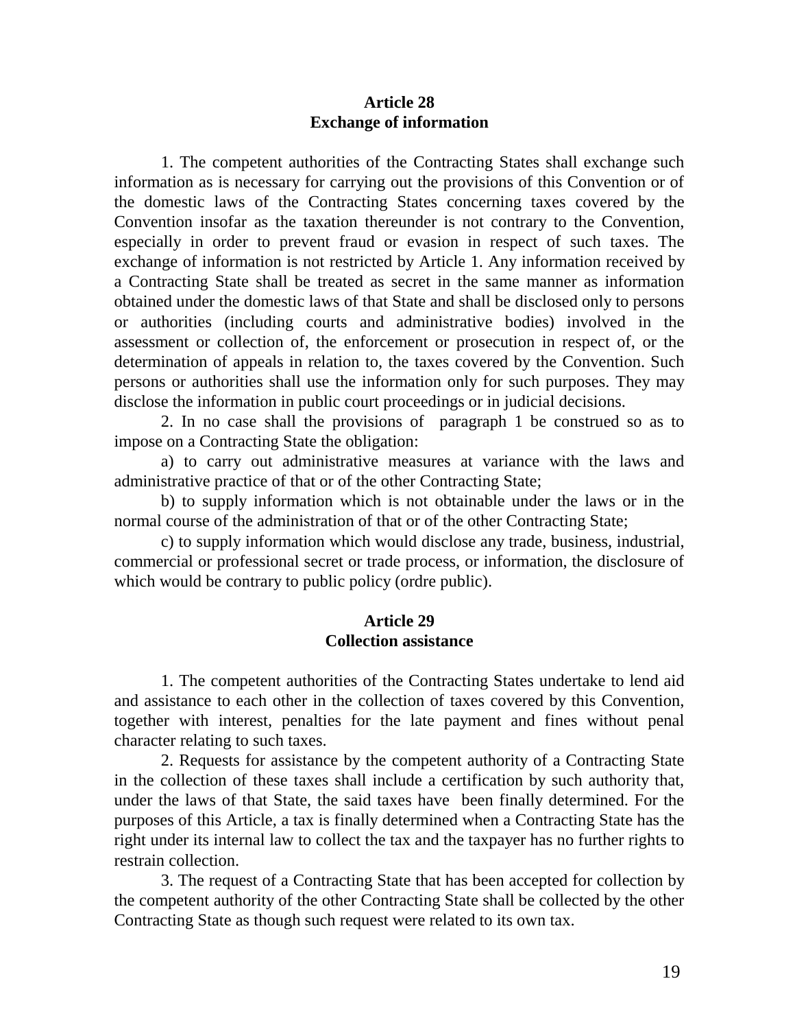## Article 28
## Exchange of information

1. The competent authorities of the Contracting States shall exchange such information as is necessary for carrying out the provisions of this Convention or of the domestic laws of the Contracting States concerning taxes covered by the Convention insofar as the taxation thereunder is not contrary to the Convention, especially in order to prevent fraud or evasion in respect of such taxes. The exchange of information is not restricted by Article 1. Any information received by a Contracting State shall be treated as secret in the same manner as information obtained under the domestic laws of that State and shall be disclosed only to persons or authorities (including courts and administrative bodies) involved in the assessment or collection of, the enforcement or prosecution in respect of, or the determination of appeals in relation to, the taxes covered by the Convention. Such persons or authorities shall use the information only for such purposes. They may disclose the information in public court proceedings or in judicial decisions.

2. In no case shall the provisions of paragraph 1 be construed so as to impose on a Contracting State the obligation:

a) to carry out administrative measures at variance with the laws and administrative practice of that or of the other Contracting State;

b) to supply information which is not obtainable under the laws or in the normal course of the administration of that or of the other Contracting State;

c) to supply information which would disclose any trade, business, industrial, commercial or professional secret or trade process, or information, the disclosure of which would be contrary to public policy (ordre public).

## Article 29
## Collection assistance

1. The competent authorities of the Contracting States undertake to lend aid and assistance to each other in the collection of taxes covered by this Convention, together with interest, penalties for the late payment and fines without penal character relating to such taxes.

2. Requests for assistance by the competent authority of a Contracting State in the collection of these taxes shall include a certification by such authority that, under the laws of that State, the said taxes have been finally determined. For the purposes of this Article, a tax is finally determined when a Contracting State has the right under its internal law to collect the tax and the taxpayer has no further rights to restrain collection.

3. The request of a Contracting State that has been accepted for collection by the competent authority of the other Contracting State shall be collected by the other Contracting State as though such request were related to its own tax.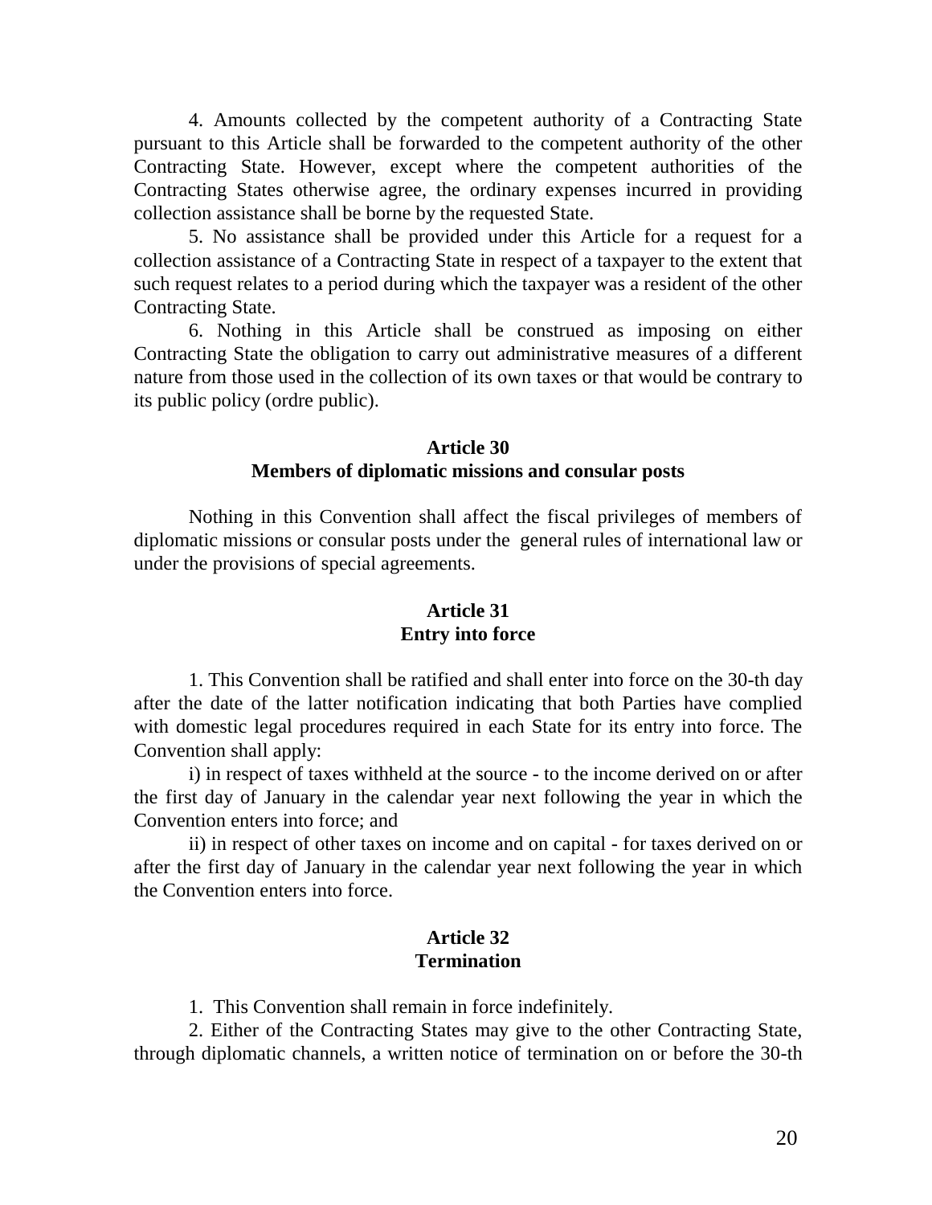4. Amounts collected by the competent authority of a Contracting State pursuant to this Article shall be forwarded to the competent authority of the other Contracting State. However, except where the competent authorities of the Contracting States otherwise agree, the ordinary expenses incurred in providing collection assistance shall be borne by the requested State.

5. No assistance shall be provided under this Article for a request for a collection assistance of a Contracting State in respect of a taxpayer to the extent that such request relates to a period during which the taxpayer was a resident of the other Contracting State.

6. Nothing in this Article shall be construed as imposing on either Contracting State the obligation to carry out administrative measures of a different nature from those used in the collection of its own taxes or that would be contrary to its public policy (ordre public).

**Article 30**
**Members of diplomatic missions and consular posts**

Nothing in this Convention shall affect the fiscal privileges of members of diplomatic missions or consular posts under the general rules of international law or under the provisions of special agreements.

**Article 31**
**Entry into force**

1. This Convention shall be ratified and shall enter into force on the 30-th day after the date of the latter notification indicating that both Parties have complied with domestic legal procedures required in each State for its entry into force. The Convention shall apply:

i) in respect of taxes withheld at the source - to the income derived on or after the first day of January in the calendar year next following the year in which the Convention enters into force; and

ii) in respect of other taxes on income and on capital - for taxes derived on or after the first day of January in the calendar year next following the year in which the Convention enters into force.

**Article 32**
**Termination**

1. This Convention shall remain in force indefinitely.

2. Either of the Contracting States may give to the other Contracting State, through diplomatic channels, a written notice of termination on or before the 30-th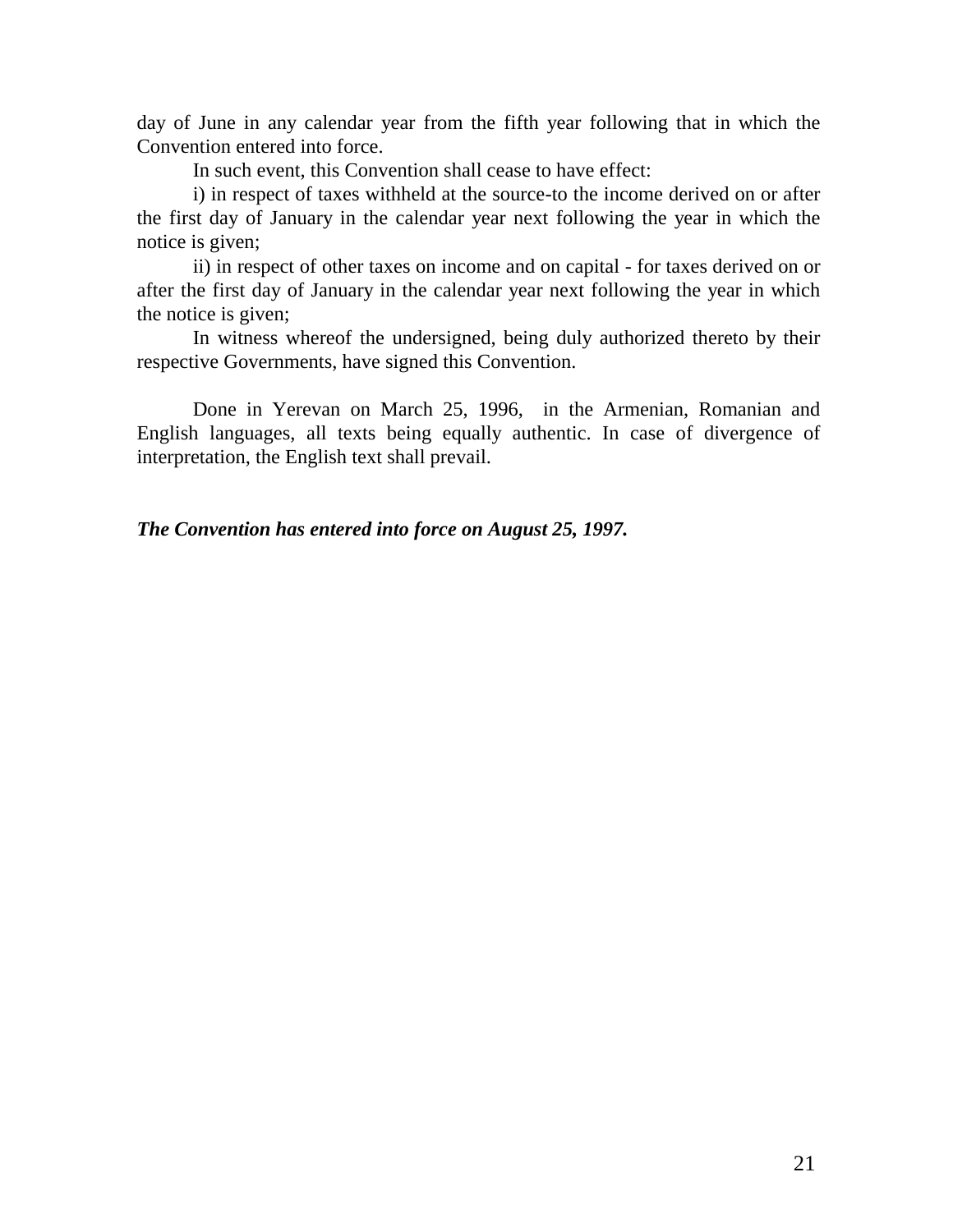day of June in any calendar year from the fifth year following that in which the Convention entered into force.

In such event, this Convention shall cease to have effect:

i) in respect of taxes withheld at the source-to the income derived on or after the first day of January in the calendar year next following the year in which the notice is given;

ii) in respect of other taxes on income and on capital - for taxes derived on or after the first day of January in the calendar year next following the year in which the notice is given;

In witness whereof the undersigned, being duly authorized thereto by their respective Governments, have signed this Convention.

Done in Yerevan on March 25, 1996, in the Armenian, Romanian and English languages, all texts being equally authentic. In case of divergence of interpretation, the English text shall prevail.

***The Convention has entered into force on August 25, 1997.***